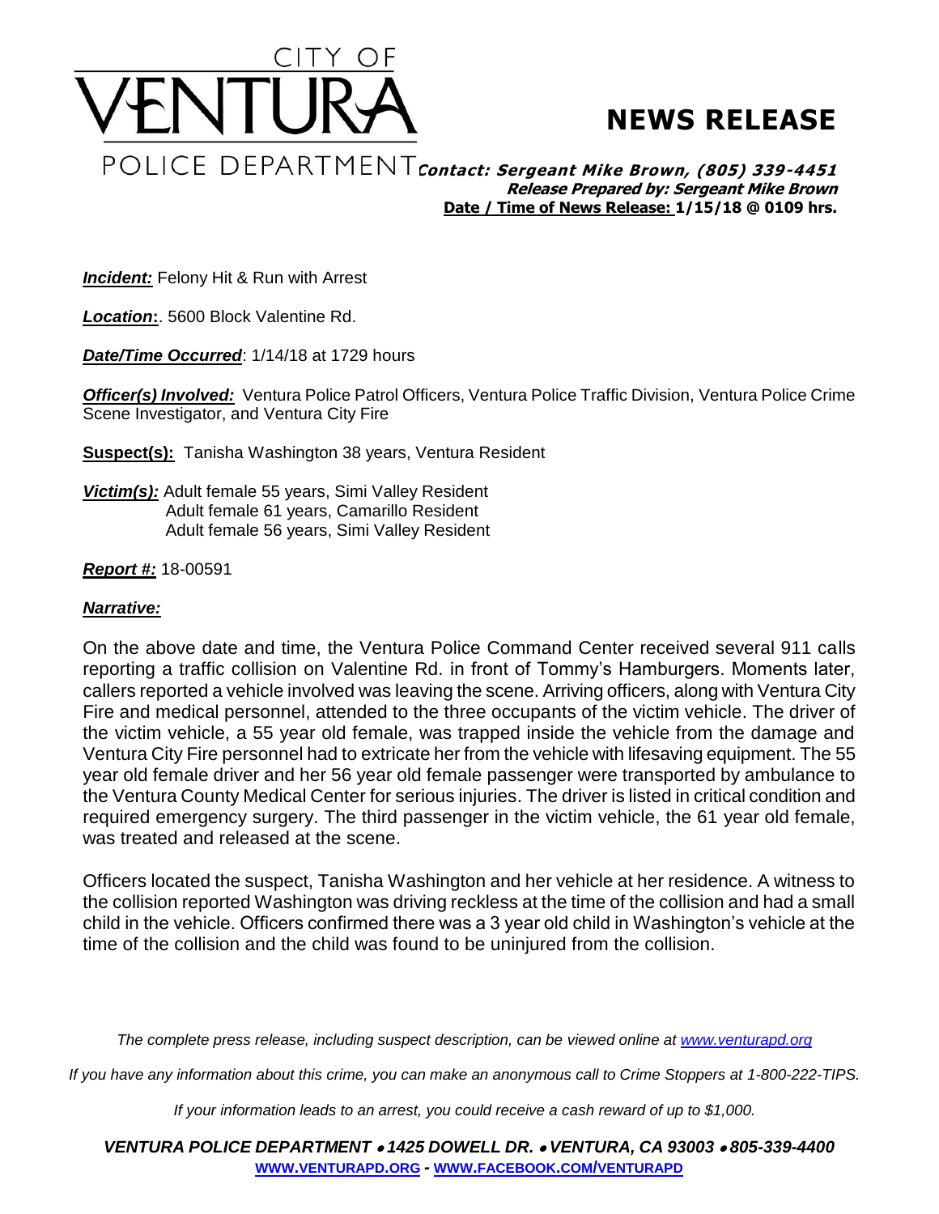# CITY OF VENTURA POLICE DEPARTMENT

# NEWS RELEASE

***Contact: Sergeant Mike Brown, (805) 339-4451***
***Release Prepared by: Sergeant Mike Brown***
**Date / Time of News Release: 1/15/18 @ 0109 hrs.**

***Incident:*** Felony Hit & Run with Arrest

***Location*:**. 5600 Block Valentine Rd.

***Date/Time Occurred***: 1/14/18 at 1729 hours

***Officer(s) Involved:*** Ventura Police Patrol Officers, Ventura Police Traffic Division, Ventura Police Crime Scene Investigator, and Ventura City Fire

**Suspect(s):** Tanisha Washington 38 years, Ventura Resident

***Victim(s):*** Adult female 55 years, Simi Valley Resident
Adult female 61 years, Camarillo Resident
Adult female 56 years, Simi Valley Resident

***Report #:*** 18-00591

***Narrative:***

On the above date and time, the Ventura Police Command Center received several 911 calls reporting a traffic collision on Valentine Rd. in front of Tommy's Hamburgers. Moments later, callers reported a vehicle involved was leaving the scene. Arriving officers, along with Ventura City Fire and medical personnel, attended to the three occupants of the victim vehicle. The driver of the victim vehicle, a 55 year old female, was trapped inside the vehicle from the damage and Ventura City Fire personnel had to extricate her from the vehicle with lifesaving equipment. The 55 year old female driver and her 56 year old female passenger were transported by ambulance to the Ventura County Medical Center for serious injuries. The driver is listed in critical condition and required emergency surgery. The third passenger in the victim vehicle, the 61 year old female, was treated and released at the scene.

Officers located the suspect, Tanisha Washington and her vehicle at her residence. A witness to the collision reported Washington was driving reckless at the time of the collision and had a small child in the vehicle. Officers confirmed there was a 3 year old child in Washington's vehicle at the time of the collision and the child was found to be uninjured from the collision.

*The complete press release, including suspect description, can be viewed online at www.venturapd.org*

*If you have any information about this crime, you can make an anonymous call to Crime Stoppers at 1-800-222-TIPS.*

*If your information leads to an arrest, you could receive a cash reward of up to $1,000.*

***VENTURA POLICE DEPARTMENT • 1425 DOWELL DR. • VENTURA, CA 93003 • 805-339-4400***
**WWW.VENTURAPD.ORG - WWW.FACEBOOK.COM/VENTURAPD**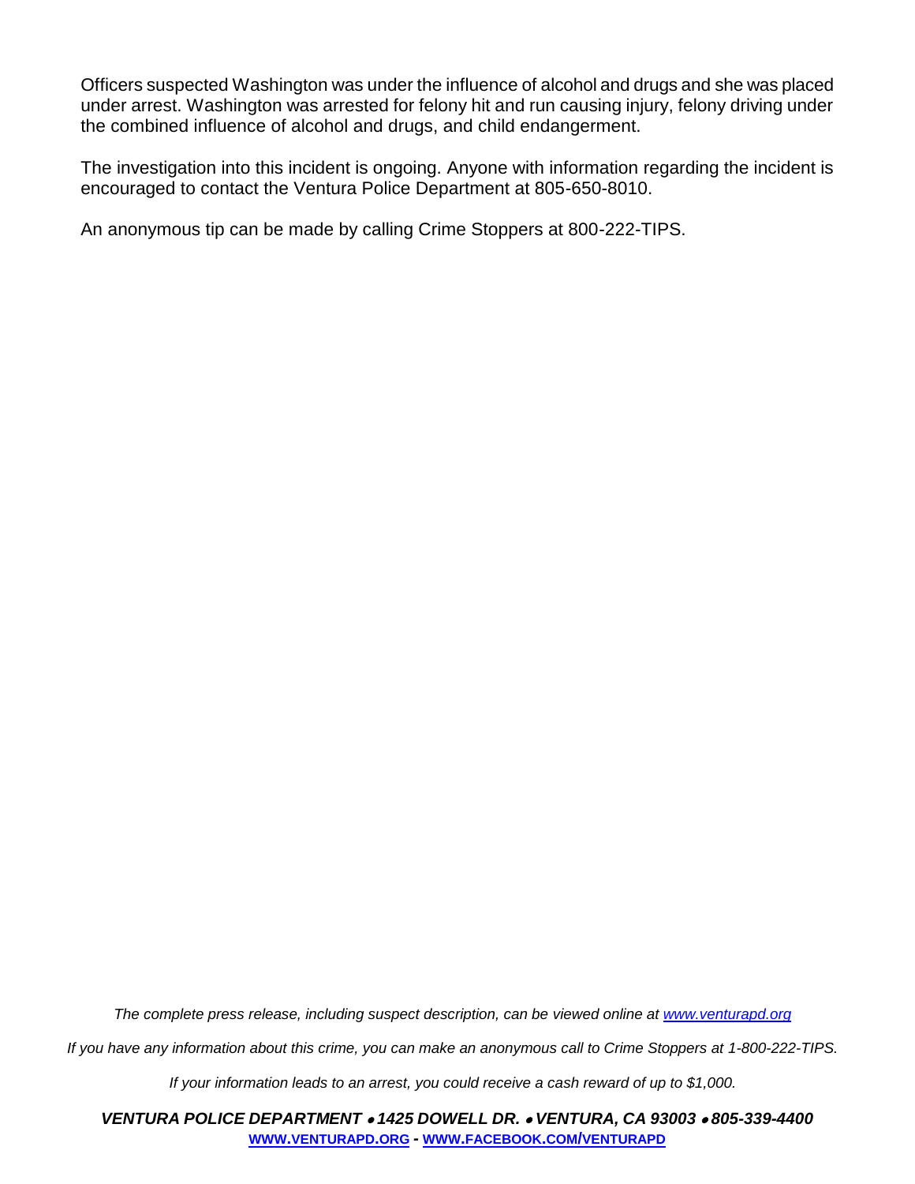Officers suspected Washington was under the influence of alcohol and drugs and she was placed under arrest. Washington was arrested for felony hit and run causing injury, felony driving under the combined influence of alcohol and drugs, and child endangerment.

The investigation into this incident is ongoing. Anyone with information regarding the incident is encouraged to contact the Ventura Police Department at 805-650-8010.

An anonymous tip can be made by calling Crime Stoppers at 800-222-TIPS.

*The complete press release, including suspect description, can be viewed online at [www.venturapd.org](http://www.venturapd.org)*

*If you have any information about this crime, you can make an anonymous call to Crime Stoppers at 1-800-222-TIPS.*

*If your information leads to an arrest, you could receive a cash reward of up to $1,000.*

***VENTURA POLICE DEPARTMENT • 1425 DOWELL DR. • VENTURA, CA 93003 • 805-339-4400***

**[WWW.VENTURAPD.ORG](http://www.venturapd.org) - [WWW.FACEBOOK.COM/VENTURAPD](http://www.facebook.com/venturapd)**